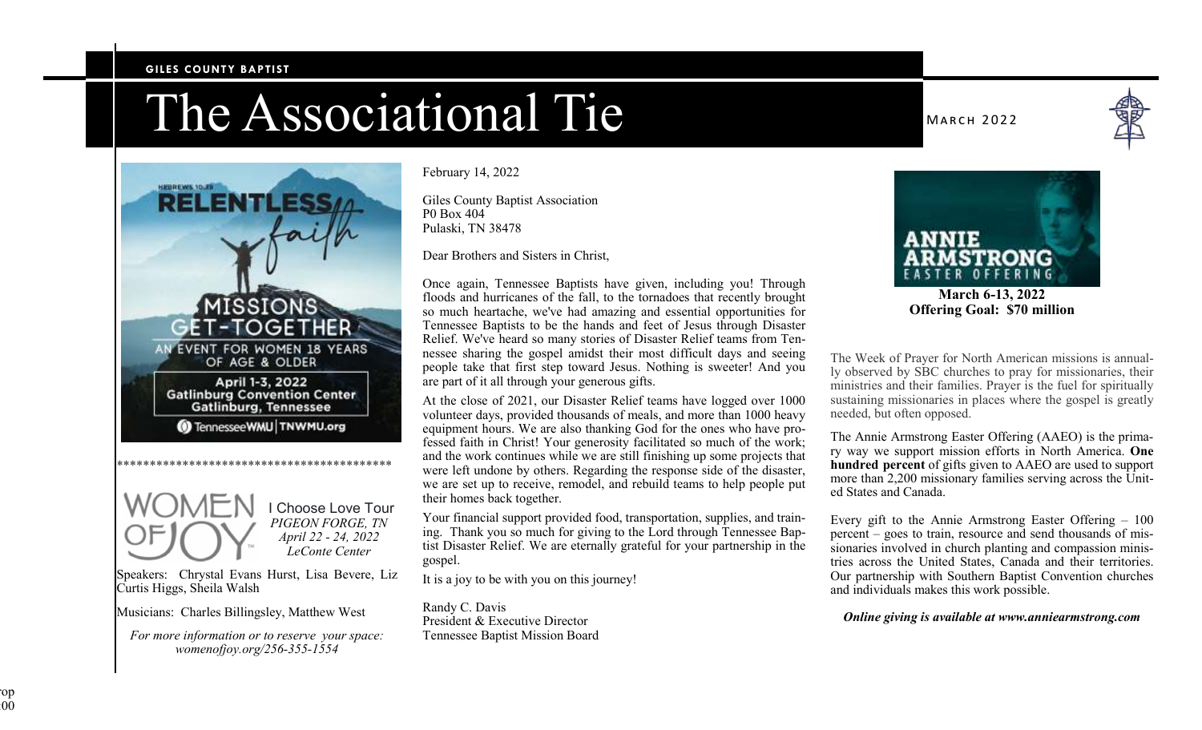GILES COUNTY BAPTIST

# The Associational Tie

MARCH 2022

HEBREWS 10:39

RELENTLESS faith

MISSIONS GET-TOGETHER

AN EVENT FOR WOMEN 18 YEARS OF AGE & OLDER

April 1-3, 2022
Gatlinburg Convention Center
Gatlinburg, Tennessee

TennesseeWMU | TNWMU.org

******************************************

WOMEN OF JOY

I Choose Love Tour
*PIGEON FORGE, TN*
*April 22 - 24, 2022*
*LeConte Center*

Speakers: Chrystal Evans Hurst, Lisa Bevere, Liz Curtis Higgs, Sheila Walsh

Musicians: Charles Billingsley, Matthew West

*For more information or to reserve your space: womenofjoy.org/256-355-1554*

February 14, 2022

Giles County Baptist Association
P0 Box 404
Pulaski, TN 38478

Dear Brothers and Sisters in Christ,

Once again, Tennessee Baptists have given, including you! Through floods and hurricanes of the fall, to the tornadoes that recently brought so much heartache, we've had amazing and essential opportunities for Tennessee Baptists to be the hands and feet of Jesus through Disaster Relief. We've heard so many stories of Disaster Relief teams from Tennessee sharing the gospel amidst their most difficult days and seeing people take that first step toward Jesus. Nothing is sweeter! And you are part of it all through your generous gifts.

At the close of 2021, our Disaster Relief teams have logged over 1000 volunteer days, provided thousands of meals, and more than 1000 heavy equipment hours. We are also thanking God for the ones who have professed faith in Christ! Your generosity facilitated so much of the work; and the work continues while we are still finishing up some projects that were left undone by others. Regarding the response side of the disaster, we are set up to receive, remodel, and rebuild teams to help people put their homes back together.

Your financial support provided food, transportation, supplies, and training. Thank you so much for giving to the Lord through Tennessee Baptist Disaster Relief. We are eternally grateful for your partnership in the gospel.

It is a joy to be with you on this journey!

Randy C. Davis
President & Executive Director
Tennessee Baptist Mission Board

ANNIE ARMSTRONG EASTER OFFERING

**March 6-13, 2022**
**Offering Goal: $70 million**

The Week of Prayer for North American missions is annually observed by SBC churches to pray for missionaries, their ministries and their families. Prayer is the fuel for spiritually sustaining missionaries in places where the gospel is greatly needed, but often opposed.

The Annie Armstrong Easter Offering (AAEO) is the primary way we support mission efforts in North America. **One hundred percent** of gifts given to AAEO are used to support more than 2,200 missionary families serving across the United States and Canada.

Every gift to the Annie Armstrong Easter Offering – 100 percent – goes to train, resource and send thousands of missionaries involved in church planting and compassion ministries across the United States, Canada and their territories. Our partnership with Southern Baptist Convention churches and individuals makes this work possible.

***Online giving is available at www.anniearmstrong.com***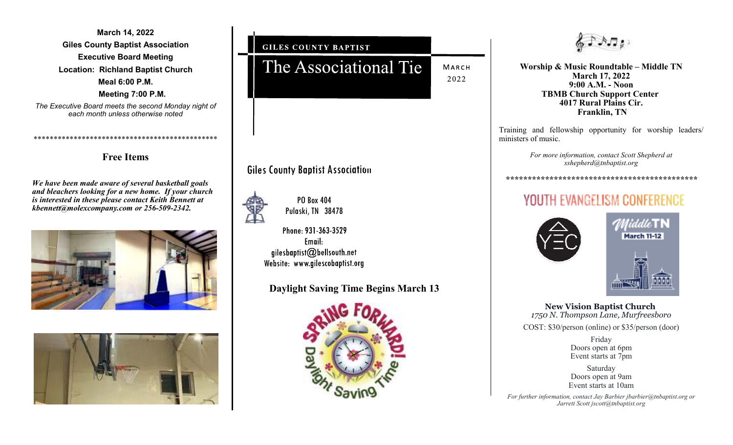**March 14, 2022**
**Giles County Baptist Association**
**Executive Board Meeting**
**Location: Richland Baptist Church**
**Meal 6:00 P.M.**
**Meeting 7:00 P.M.**

*The Executive Board meets the second Monday night of each month unless otherwise noted*

**********************************************

## Free Items

***We have been made aware of several basketball goals and bleachers looking for a new home. If your church is interested in these please contact Keith Bennett at kbennett@molexcompany.com or 256-509-2342.***

GILES COUNTY BAPTIST

# The Associational Tie

MARCH 2022

## Giles County Baptist Association

PO Box 404
Pulaski, TN 38478

Phone: 931-363-3529
Email:
gilesbaptist@bellsouth.net
Website: www.gilescobaptist.org

## Daylight Saving Time Begins March 13

**Worship & Music Roundtable – Middle TN**
**March 17, 2022**
**9:00 A.M. - Noon**
**TBMB Church Support Center**
**4017 Rural Plains Cir.**
**Franklin, TN**

Training and fellowship opportunity for worship leaders/ministers of music.

*For more information, contact Scott Shepherd at sshepherd@tnbaptist.org*

**********************************************

## YOUTH EVANGELISM CONFERENCE

**New Vision Baptist Church**
*1750 N. Thompson Lane, Murfreesboro*

COST: $30/person (online) or $35/person (door)

Friday
Doors open at 6pm
Event starts at 7pm

Saturday
Doors open at 9am
Event starts at 10am

*For further information, contact Jay Barbier jbarbier@tnbaptist.org or Jarrett Scott jscott@tnbaptist.org*